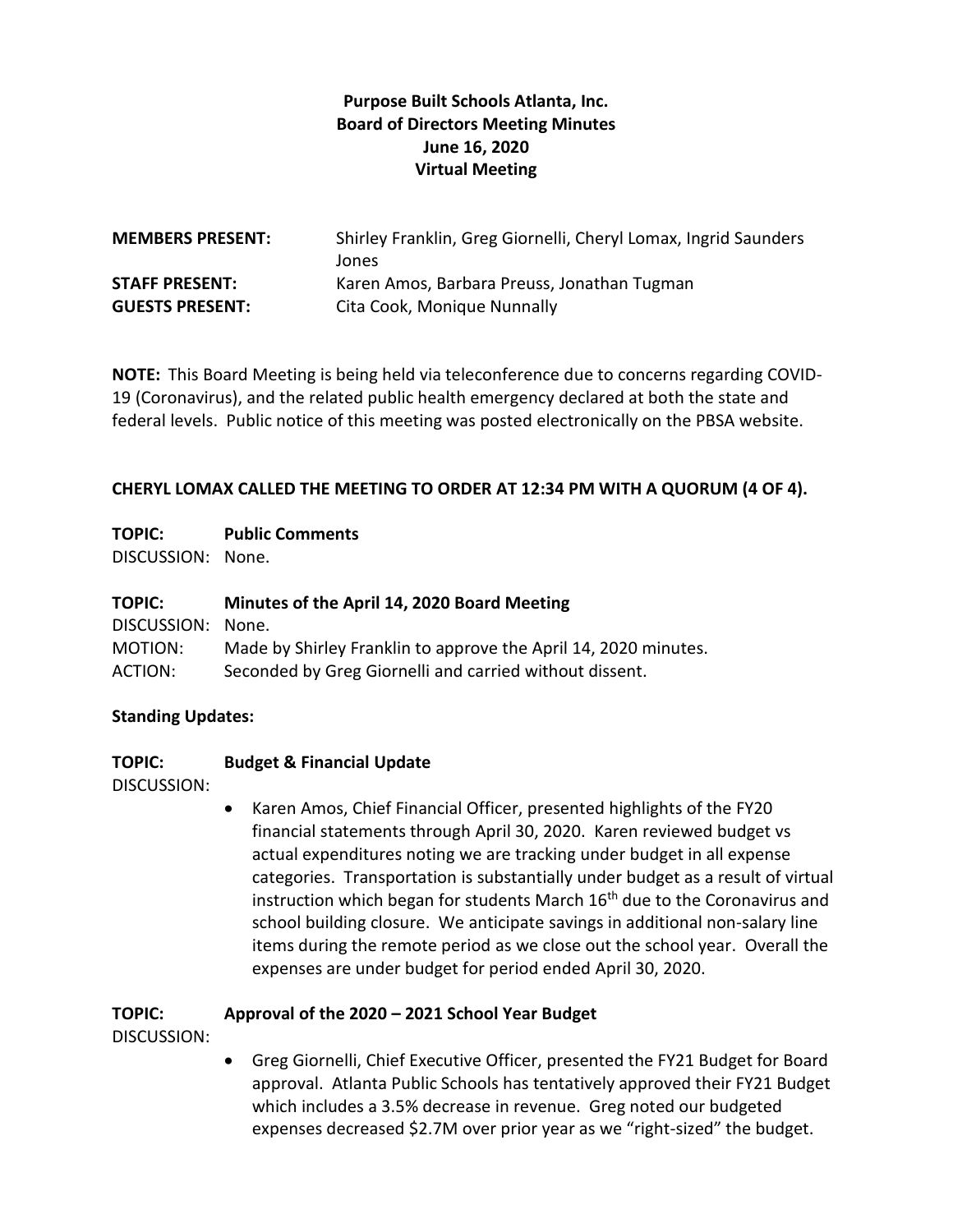**Purpose Built Schools Atlanta, Inc.**
**Board of Directors Meeting Minutes**
**June 16, 2020**
**Virtual Meeting**

| | |
|---|---|
| **MEMBERS PRESENT:** | Shirley Franklin, Greg Giornelli, Cheryl Lomax, Ingrid Saunders Jones |
| **STAFF PRESENT:** | Karen Amos, Barbara Preuss, Jonathan Tugman |
| **GUESTS PRESENT:** | Cita Cook, Monique Nunnally |

**NOTE:** This Board Meeting is being held via teleconference due to concerns regarding COVID-19 (Coronavirus), and the related public health emergency declared at both the state and federal levels. Public notice of this meeting was posted electronically on the PBSA website.

**CHERYL LOMAX CALLED THE MEETING TO ORDER AT 12:34 PM WITH A QUORUM (4 OF 4).**

**TOPIC:** **Public Comments**
DISCUSSION: None.

**TOPIC:** **Minutes of the April 14, 2020 Board Meeting**
DISCUSSION: None.
MOTION: Made by Shirley Franklin to approve the April 14, 2020 minutes.
ACTION: Seconded by Greg Giornelli and carried without dissent.

**Standing Updates:**

**TOPIC:** **Budget & Financial Update**
DISCUSSION:

- Karen Amos, Chief Financial Officer, presented highlights of the FY20 financial statements through April 30, 2020. Karen reviewed budget vs actual expenditures noting we are tracking under budget in all expense categories. Transportation is substantially under budget as a result of virtual instruction which began for students March 16th due to the Coronavirus and school building closure. We anticipate savings in additional non-salary line items during the remote period as we close out the school year. Overall the expenses are under budget for period ended April 30, 2020.

**TOPIC:** **Approval of the 2020 – 2021 School Year Budget**
DISCUSSION:

- Greg Giornelli, Chief Executive Officer, presented the FY21 Budget for Board approval. Atlanta Public Schools has tentatively approved their FY21 Budget which includes a 3.5% decrease in revenue. Greg noted our budgeted expenses decreased $2.7M over prior year as we "right-sized" the budget.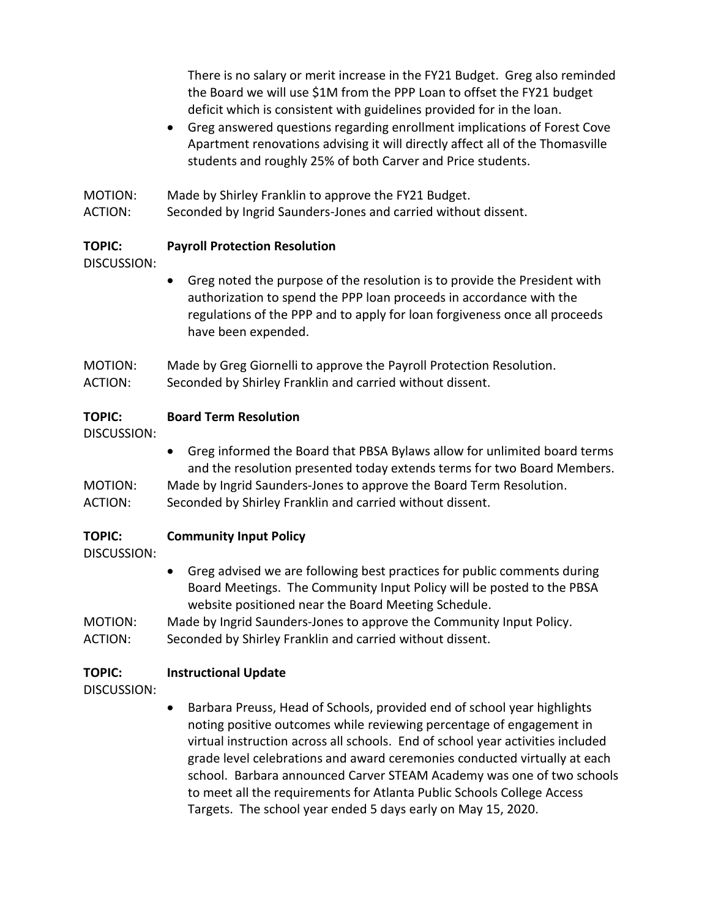There is no salary or merit increase in the FY21 Budget. Greg also reminded the Board we will use $1M from the PPP Loan to offset the FY21 budget deficit which is consistent with guidelines provided for in the loan.

- Greg answered questions regarding enrollment implications of Forest Cove Apartment renovations advising it will directly affect all of the Thomasville students and roughly 25% of both Carver and Price students.

MOTION: Made by Shirley Franklin to approve the FY21 Budget.
ACTION: Seconded by Ingrid Saunders-Jones and carried without dissent.

**TOPIC: Payroll Protection Resolution**

DISCUSSION:

- Greg noted the purpose of the resolution is to provide the President with authorization to spend the PPP loan proceeds in accordance with the regulations of the PPP and to apply for loan forgiveness once all proceeds have been expended.

MOTION: Made by Greg Giornelli to approve the Payroll Protection Resolution.
ACTION: Seconded by Shirley Franklin and carried without dissent.

**TOPIC: Board Term Resolution**

DISCUSSION:

- Greg informed the Board that PBSA Bylaws allow for unlimited board terms and the resolution presented today extends terms for two Board Members.

MOTION: Made by Ingrid Saunders-Jones to approve the Board Term Resolution.
ACTION: Seconded by Shirley Franklin and carried without dissent.

**TOPIC: Community Input Policy**

DISCUSSION:

- Greg advised we are following best practices for public comments during Board Meetings. The Community Input Policy will be posted to the PBSA website positioned near the Board Meeting Schedule.

MOTION: Made by Ingrid Saunders-Jones to approve the Community Input Policy.
ACTION: Seconded by Shirley Franklin and carried without dissent.

**TOPIC: Instructional Update**

DISCUSSION:

- Barbara Preuss, Head of Schools, provided end of school year highlights noting positive outcomes while reviewing percentage of engagement in virtual instruction across all schools. End of school year activities included grade level celebrations and award ceremonies conducted virtually at each school. Barbara announced Carver STEAM Academy was one of two schools to meet all the requirements for Atlanta Public Schools College Access Targets. The school year ended 5 days early on May 15, 2020.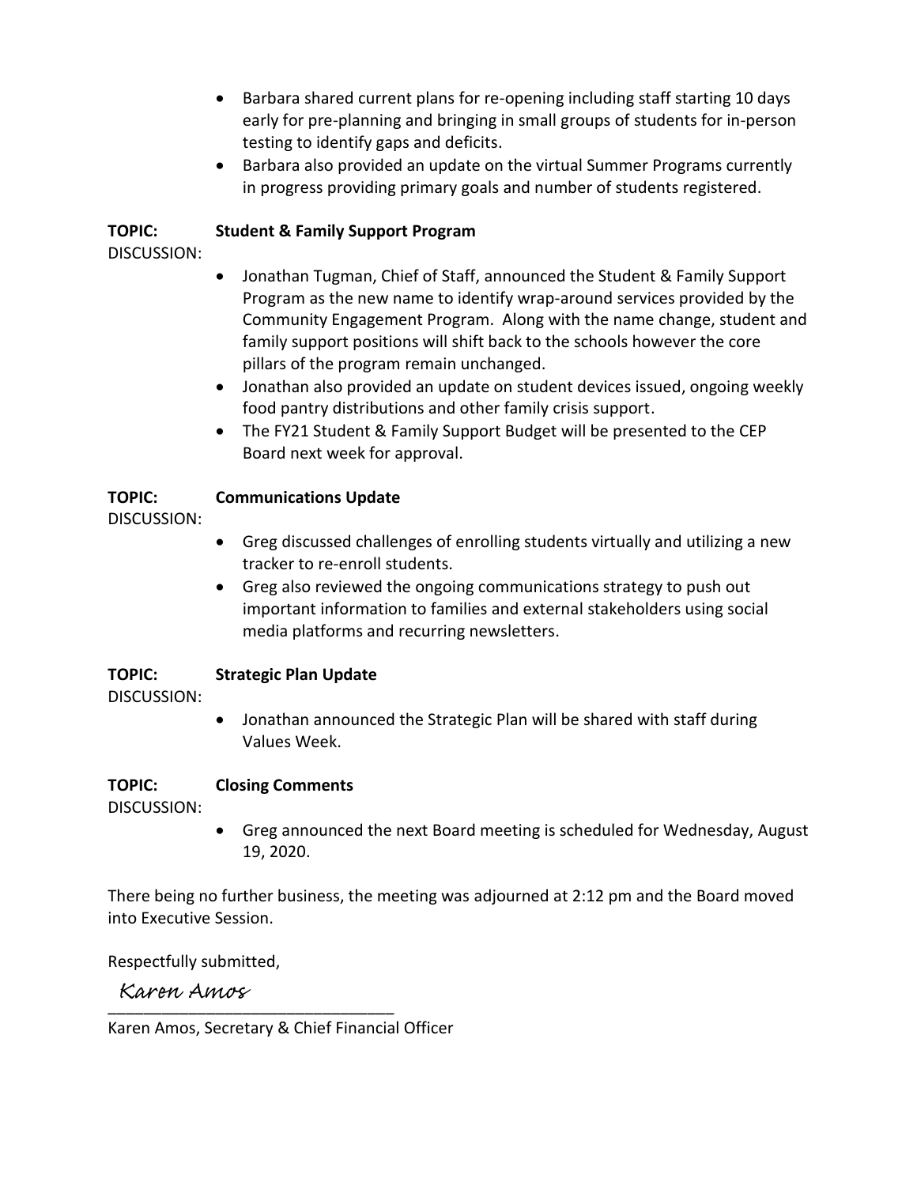- Barbara shared current plans for re-opening including staff starting 10 days early for pre-planning and bringing in small groups of students for in-person testing to identify gaps and deficits.
- Barbara also provided an update on the virtual Summer Programs currently in progress providing primary goals and number of students registered.

**TOPIC: Student & Family Support Program**

DISCUSSION:

- Jonathan Tugman, Chief of Staff, announced the Student & Family Support Program as the new name to identify wrap-around services provided by the Community Engagement Program. Along with the name change, student and family support positions will shift back to the schools however the core pillars of the program remain unchanged.
- Jonathan also provided an update on student devices issued, ongoing weekly food pantry distributions and other family crisis support.
- The FY21 Student & Family Support Budget will be presented to the CEP Board next week for approval.

**TOPIC: Communications Update**

DISCUSSION:

- Greg discussed challenges of enrolling students virtually and utilizing a new tracker to re-enroll students.
- Greg also reviewed the ongoing communications strategy to push out important information to families and external stakeholders using social media platforms and recurring newsletters.

**TOPIC: Strategic Plan Update**

DISCUSSION:

- Jonathan announced the Strategic Plan will be shared with staff during Values Week.

**TOPIC: Closing Comments**

DISCUSSION:

- Greg announced the next Board meeting is scheduled for Wednesday, August 19, 2020.

There being no further business, the meeting was adjourned at 2:12 pm and the Board moved into Executive Session.

Respectfully submitted,

*Karen Amos*

\_\_\_\_\_\_\_\_\_\_\_\_\_\_\_\_\_\_\_\_\_\_\_\_\_\_\_\_\_\_\_\_\_\_

Karen Amos, Secretary & Chief Financial Officer